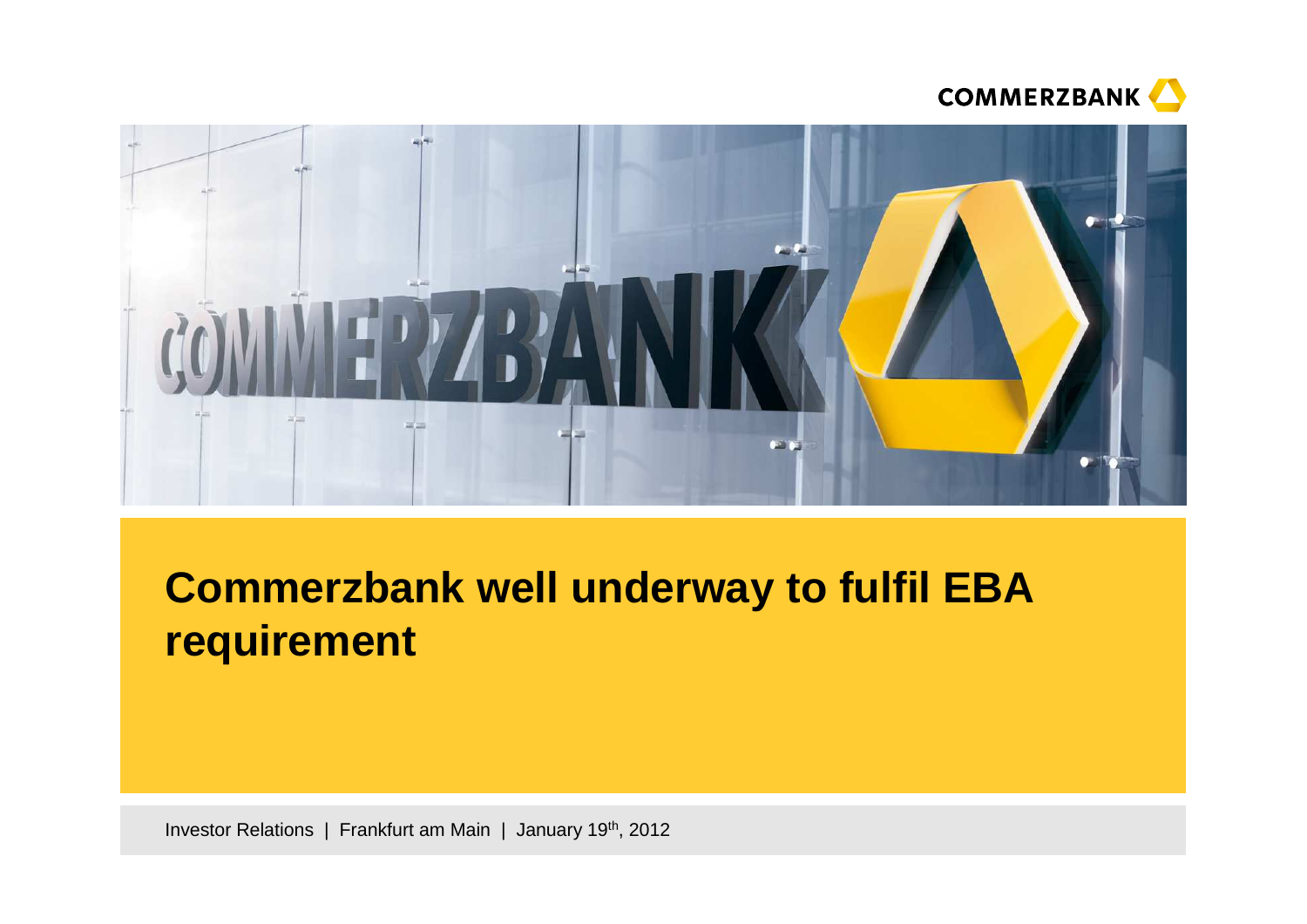# Commerzbank well underway to fulfil EBA requirement

Investor Relations | Frankfurt am Main | January 19th, 2012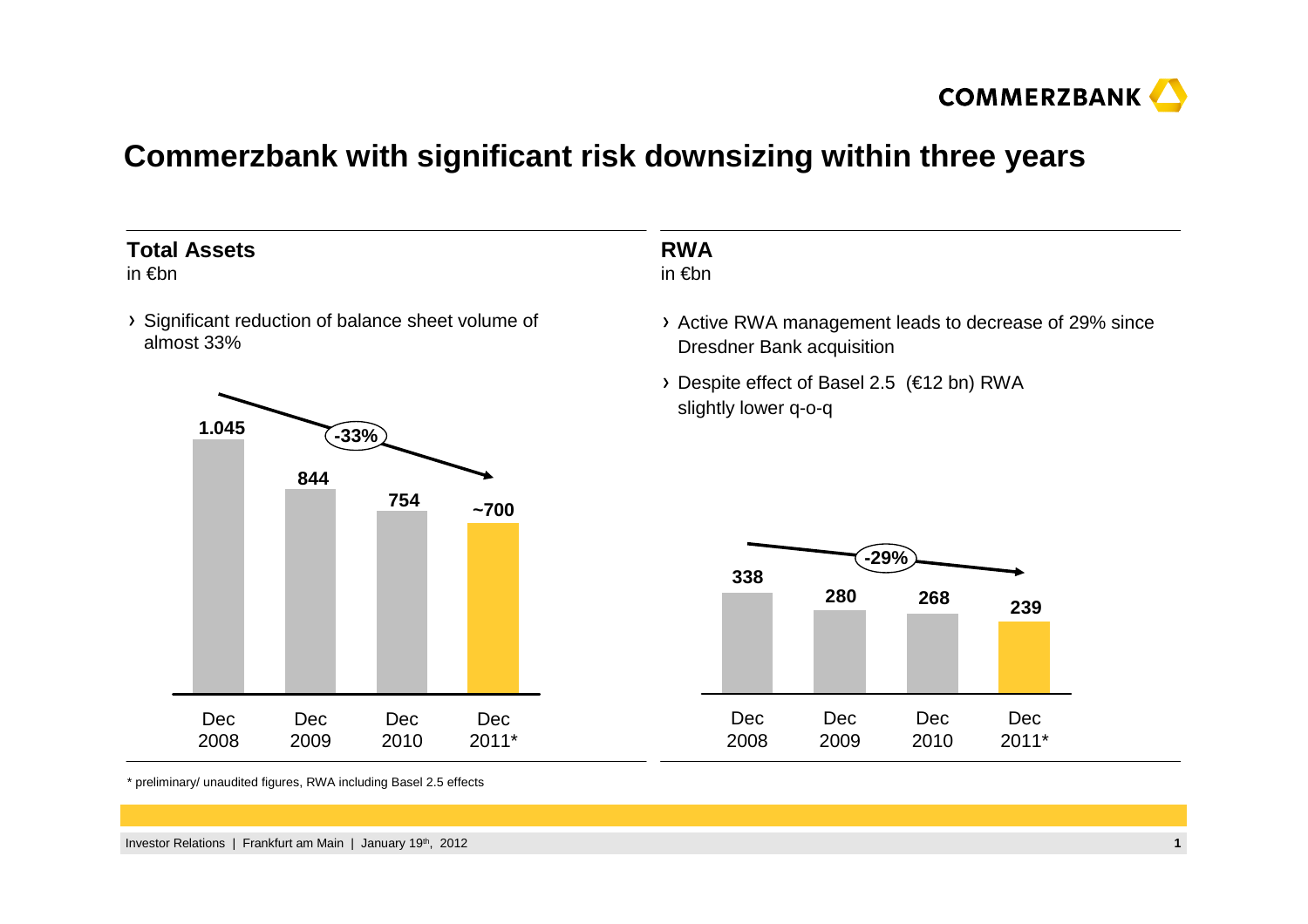# Commerzbank with significant risk downsizing within three years

## Total Assets

in €bn

- Significant reduction of balance sheet volume of almost 33%

| Dec 2008 | Dec 2009 | Dec 2010 | Dec 2011* |
|---|---|---|---|
| 1.045 | 844 | 754 | ~700 |

-33%

## RWA

in €bn

- Active RWA management leads to decrease of 29% since Dresdner Bank acquisition
- Despite effect of Basel 2.5 (€12 bn) RWA slightly lower q-o-q

| Dec 2008 | Dec 2009 | Dec 2010 | Dec 2011* |
|---|---|---|---|
| 338 | 280 | 268 | 239 |

-29%

\* preliminary/ unaudited figures, RWA including Basel 2.5 effects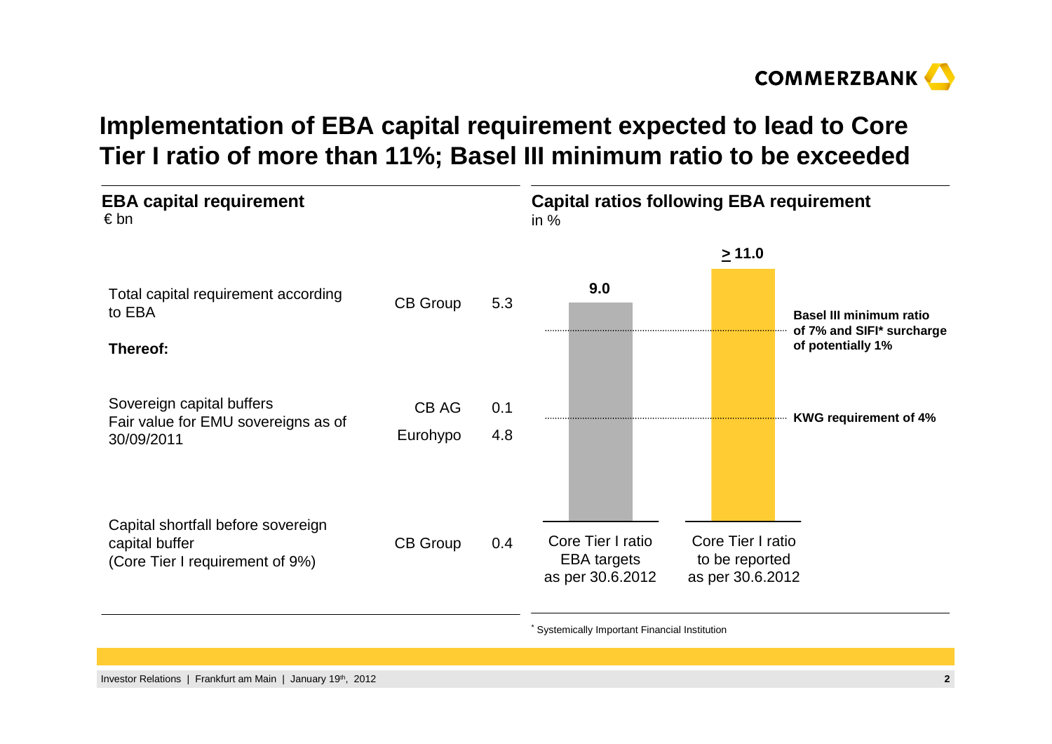# Implementation of EBA capital requirement expected to lead to Core Tier I ratio of more than 11%; Basel III minimum ratio to be exceeded

## EBA capital requirement
€ bn

| | | |
|---|---|---|
| Total capital requirement according to EBA | CB Group | 5.3 |
| **Thereof:** | | |
| Sovereign capital buffers<br>Fair value for EMU sovereigns as of 30/09/2011 | CB AG | 0.1 |
| | Eurohypo | 4.8 |
| Capital shortfall before sovereign capital buffer<br>(Core Tier I requirement of 9%) | CB Group | 0.4 |

## Capital ratios following EBA requirement
in %

| | Core Tier I ratio EBA targets as per 30.6.2012 | Core Tier I ratio to be reported as per 30.6.2012 |
|---|---|---|
| Value | 9.0 | ≥ 11.0 |

**Basel III minimum ratio of 7% and SIFI* surcharge of potentially 1%**

**KWG requirement of 4%**

* Systemically Important Financial Institution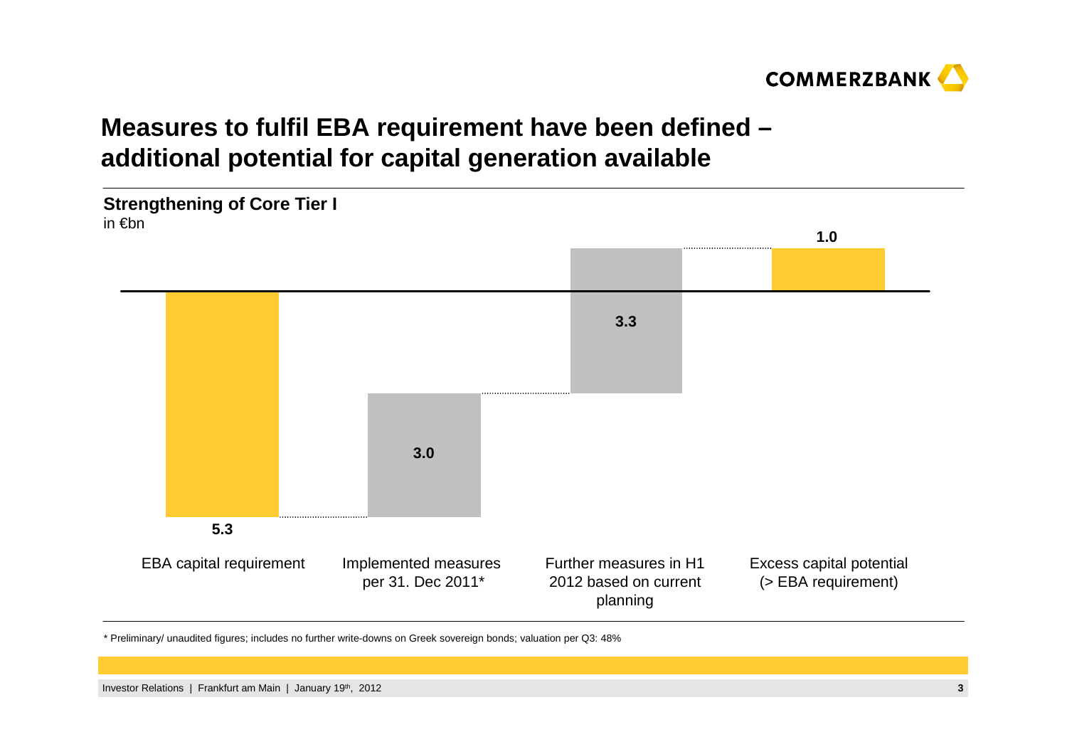# Measures to fulfil EBA requirement have been defined – additional potential for capital generation available

**Strengthening of Core Tier I**
in €bn

| EBA capital requirement | Implemented measures per 31. Dec 2011* | Further measures in H1 2012 based on current planning | Excess capital potential (> EBA requirement) |
| --- | --- | --- | --- |
| 5.3 | 3.0 | 3.3 | 1.0 |

* Preliminary/ unaudited figures; includes no further write-downs on Greek sovereign bonds; valuation per Q3: 48%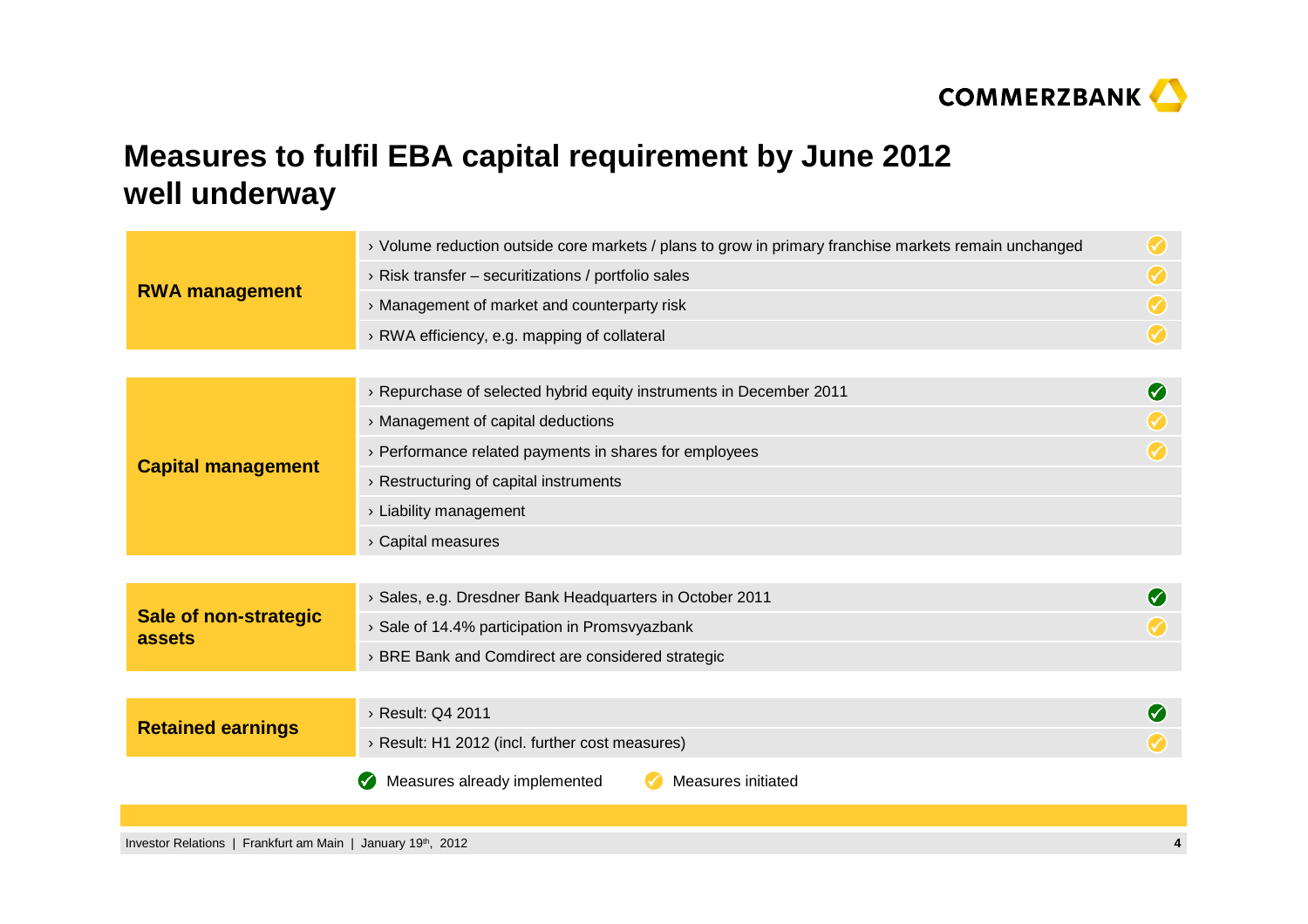# Measures to fulfil EBA capital requirement by June 2012 well underway

| Area | Measure | Status |
|---|---|---|
| **RWA management** | › Volume reduction outside core markets / plans to grow in primary franchise markets remain unchanged | Measures initiated |
| | › Risk transfer – securitizations / portfolio sales | Measures initiated |
| | › Management of market and counterparty risk | Measures initiated |
| | › RWA efficiency, e.g. mapping of collateral | Measures initiated |
| **Capital management** | › Repurchase of selected hybrid equity instruments in December 2011 | Measures already implemented |
| | › Management of capital deductions | Measures initiated |
| | › Performance related payments in shares for employees | Measures initiated |
| | › Restructuring of capital instruments | |
| | › Liability management | |
| | › Capital measures | |
| **Sale of non-strategic assets** | › Sales, e.g. Dresdner Bank Headquarters in October 2011 | Measures already implemented |
| | › Sale of 14.4% participation in Promsvyazbank | Measures initiated |
| | › BRE Bank and Comdirect are considered strategic | |
| **Retained earnings** | › Result: Q4 2011 | Measures already implemented |
| | › Result: H1 2012 (incl. further cost measures) | Measures initiated |

✓ Measures already implemented ✓ Measures initiated

Investor Relations | Frankfurt am Main | January 19th, 2012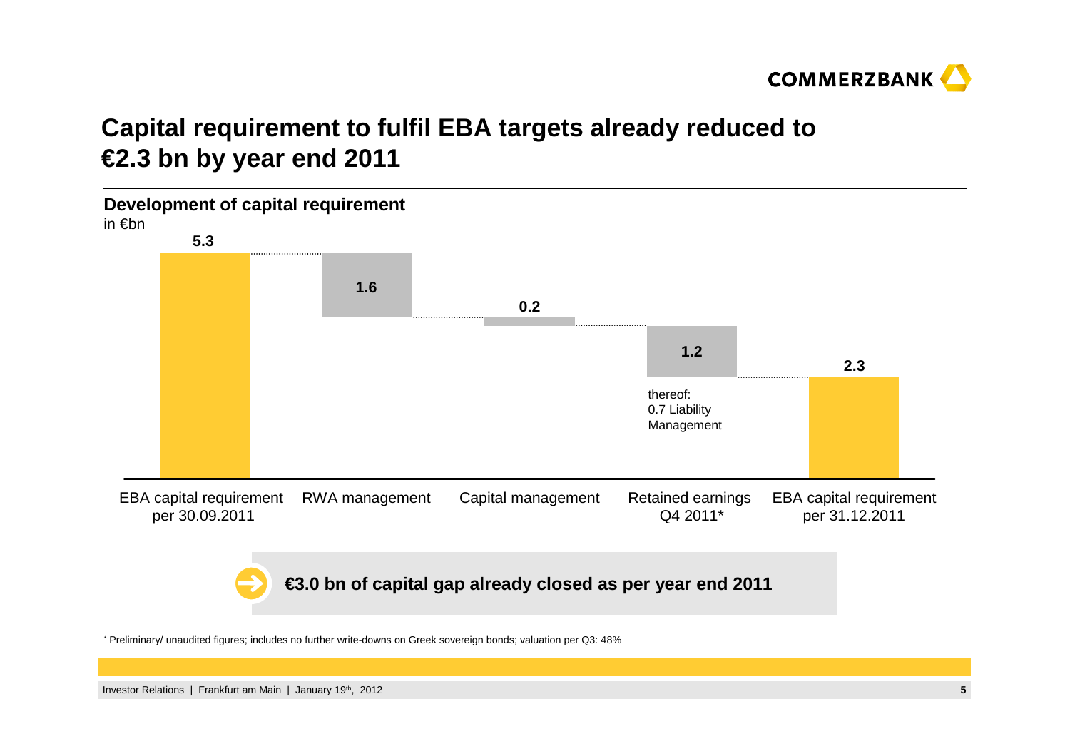# Capital requirement to fulfil EBA targets already reduced to €2.3 bn by year end 2011

## Development of capital requirement

in €bn

| EBA capital requirement per 30.09.2011 | RWA management | Capital management | Retained earnings Q4 2011* | EBA capital requirement per 31.12.2011 |
|---|---|---|---|---|
| 5.3 | 1.6 | 0.2 | 1.2 | 2.3 |

thereof: 0.7 Liability Management

**€3.0 bn of capital gap already closed as per year end 2011**

* Preliminary/ unaudited figures; includes no further write-downs on Greek sovereign bonds; valuation per Q3: 48%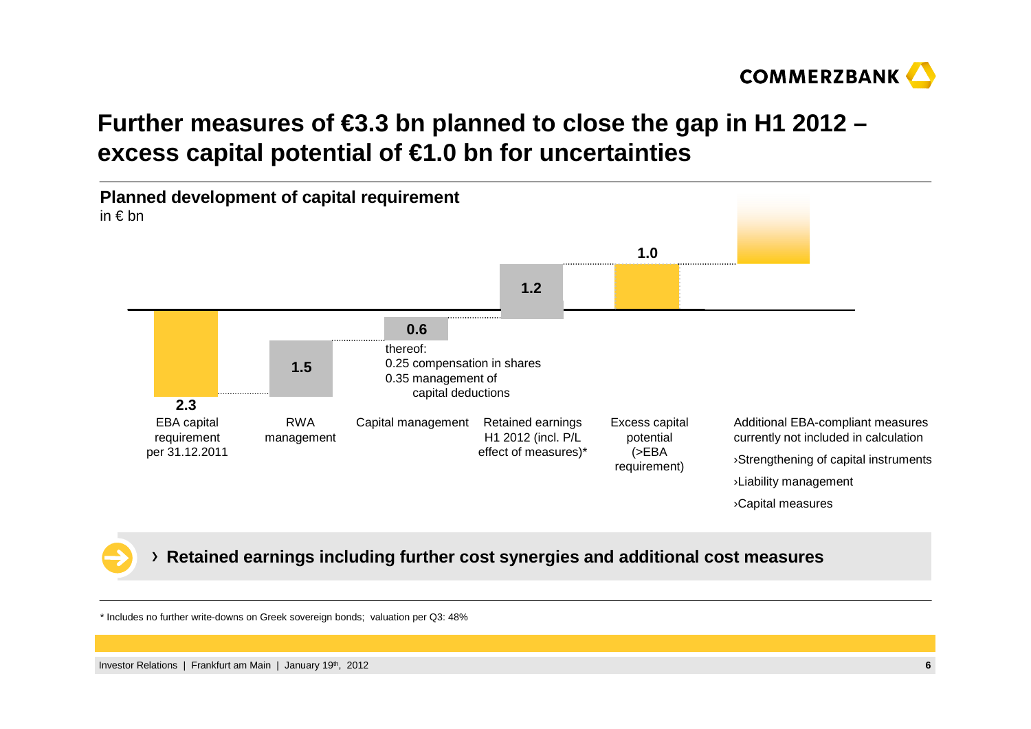# Further measures of €3.3 bn planned to close the gap in H1 2012 – excess capital potential of €1.0 bn for uncertainties

## Planned development of capital requirement

in € bn

| EBA capital requirement per 31.12.2011 | RWA management | Capital management | Retained earnings H1 2012 (incl. P/L effect of measures)* | Excess capital potential (>EBA requirement) |
|---|---|---|---|---|
| 2.3 | 1.5 | 0.6 | 1.2 | 1.0 |

Capital management 0.6, thereof:
- 0.25 compensation in shares
- 0.35 management of capital deductions

Additional EBA-compliant measures currently not included in calculation
- ›Strengthening of capital instruments
- ›Liability management
- ›Capital measures

› **Retained earnings including further cost synergies and additional cost measures**

\* Includes no further write-downs on Greek sovereign bonds; valuation per Q3: 48%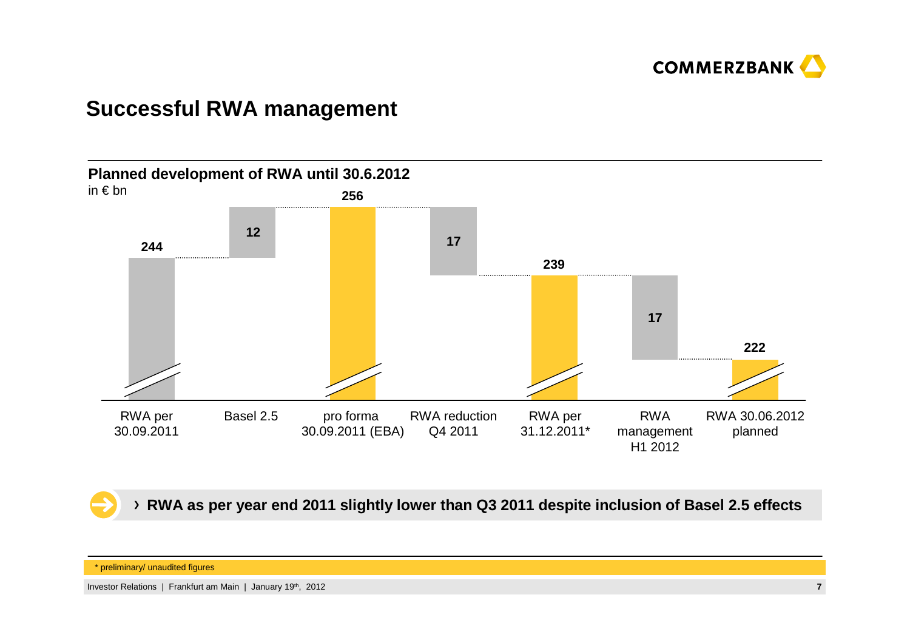# Successful RWA management

**Planned development of RWA until 30.6.2012**

in € bn

| | RWA per 30.09.2011 | Basel 2.5 | pro forma 30.09.2011 (EBA) | RWA reduction Q4 2011 | RWA per 31.12.2011* | RWA management H1 2012 | RWA 30.06.2012 planned |
|---|---|---|---|---|---|---|---|
| in € bn | 244 | 12 | 256 | 17 | 239 | 17 | 222 |

› **RWA as per year end 2011 slightly lower than Q3 2011 despite inclusion of Basel 2.5 effects**

\* preliminary/ unaudited figures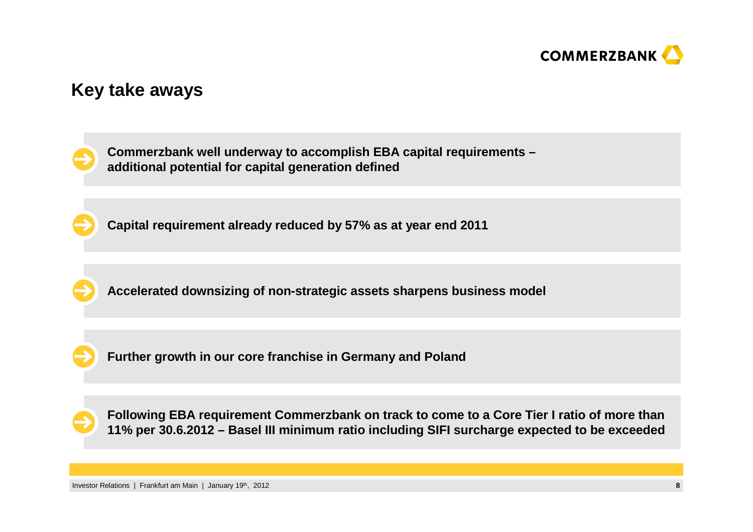## Key take aways

- **Commerzbank well underway to accomplish EBA capital requirements – additional potential for capital generation defined**

- **Capital requirement already reduced by 57% as at year end 2011**

- **Accelerated downsizing of non-strategic assets sharpens business model**

- **Further growth in our core franchise in Germany and Poland**

- **Following EBA requirement Commerzbank on track to come to a Core Tier I ratio of more than 11% per 30.6.2012 – Basel III minimum ratio including SIFI surcharge expected to be exceeded**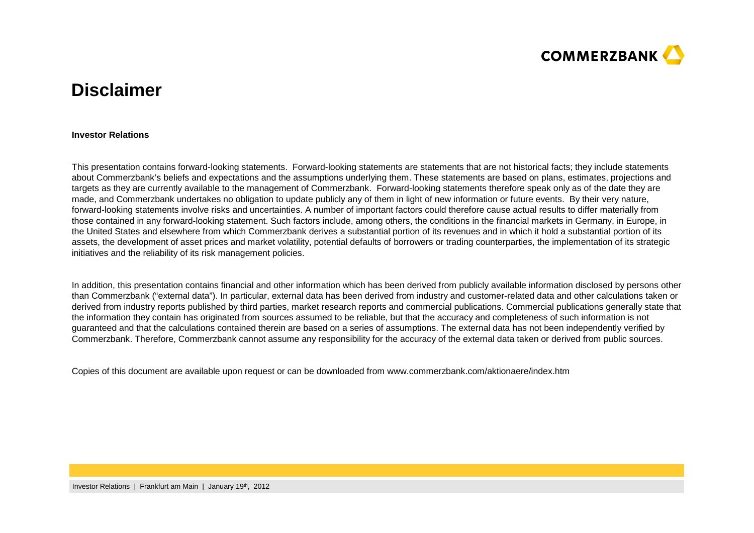# Disclaimer

**Investor Relations**

This presentation contains forward-looking statements. Forward-looking statements are statements that are not historical facts; they include statements about Commerzbank's beliefs and expectations and the assumptions underlying them. These statements are based on plans, estimates, projections and targets as they are currently available to the management of Commerzbank. Forward-looking statements therefore speak only as of the date they are made, and Commerzbank undertakes no obligation to update publicly any of them in light of new information or future events. By their very nature, forward-looking statements involve risks and uncertainties. A number of important factors could therefore cause actual results to differ materially from those contained in any forward-looking statement. Such factors include, among others, the conditions in the financial markets in Germany, in Europe, in the United States and elsewhere from which Commerzbank derives a substantial portion of its revenues and in which it hold a substantial portion of its assets, the development of asset prices and market volatility, potential defaults of borrowers or trading counterparties, the implementation of its strategic initiatives and the reliability of its risk management policies.

In addition, this presentation contains financial and other information which has been derived from publicly available information disclosed by persons other than Commerzbank ("external data"). In particular, external data has been derived from industry and customer-related data and other calculations taken or derived from industry reports published by third parties, market research reports and commercial publications. Commercial publications generally state that the information they contain has originated from sources assumed to be reliable, but that the accuracy and completeness of such information is not guaranteed and that the calculations contained therein are based on a series of assumptions. The external data has not been independently verified by Commerzbank. Therefore, Commerzbank cannot assume any responsibility for the accuracy of the external data taken or derived from public sources.

Copies of this document are available upon request or can be downloaded from www.commerzbank.com/aktionaere/index.htm